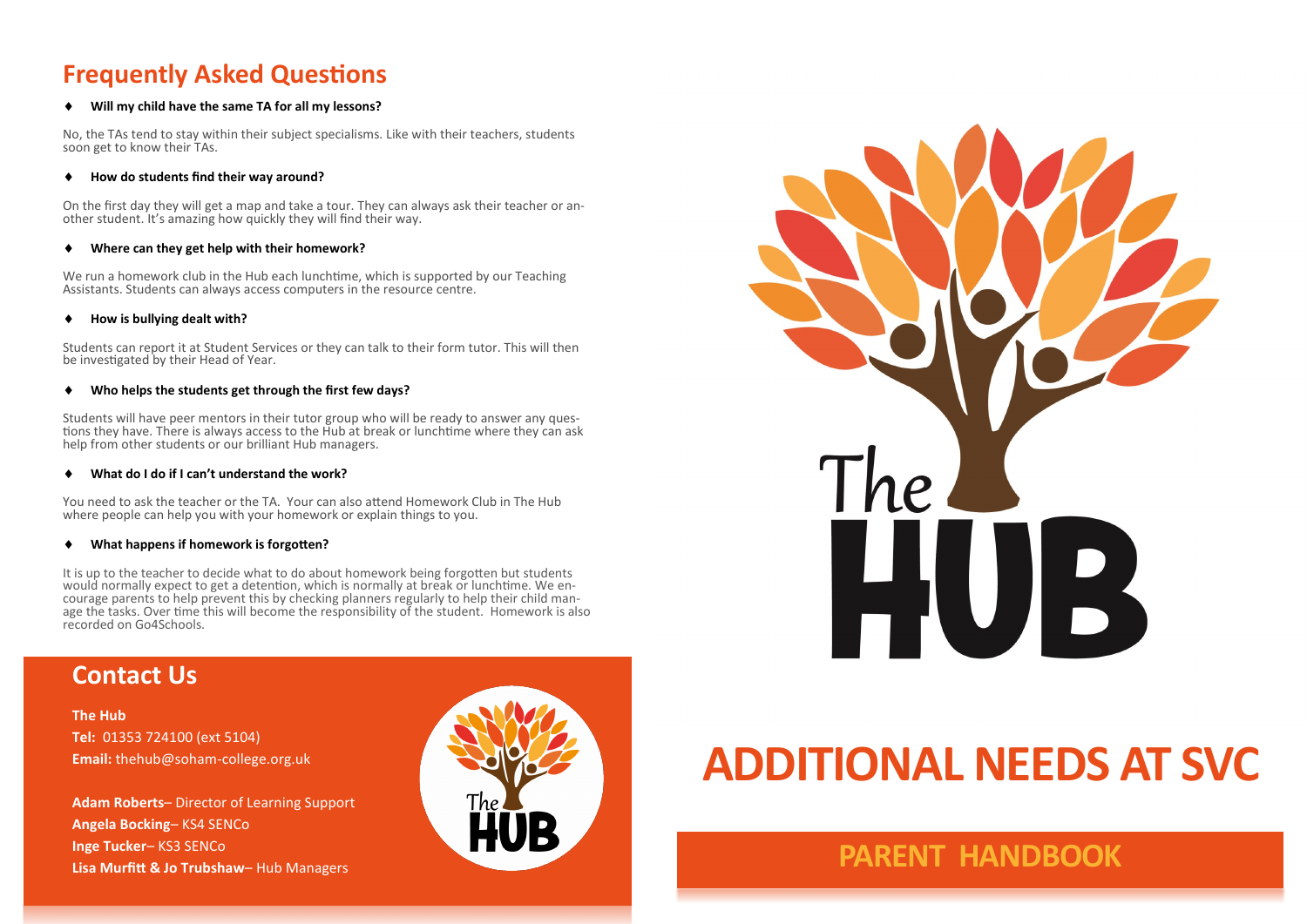## Frequently Asked Questions

- **Will my child have the same TA for all my lessons?**

No, the TAs tend to stay within their subject specialisms. Like with their teachers, students soon get to know their TAs.

- **How do students find their way around?**

On the first day they will get a map and take a tour. They can always ask their teacher or another student. It's amazing how quickly they will find their way.

- **Where can they get help with their homework?**

We run a homework club in the Hub each lunchtime, which is supported by our Teaching Assistants. Students can always access computers in the resource centre.

- **How is bullying dealt with?**

Students can report it at Student Services or they can talk to their form tutor. This will then be investigated by their Head of Year.

- **Who helps the students get through the first few days?**

Students will have peer mentors in their tutor group who will be ready to answer any questions they have. There is always access to the Hub at break or lunchtime where they can ask help from other students or our brilliant Hub managers.

- **What do I do if I can't understand the work?**

You need to ask the teacher or the TA. Your can also attend Homework Club in The Hub where people can help you with your homework or explain things to you.

- **What happens if homework is forgotten?**

It is up to the teacher to decide what to do about homework being forgotten but students would normally expect to get a detention, which is normally at break or lunchtime. We encourage parents to help prevent this by checking planners regularly to help their child manage the tasks. Over time this will become the responsibility of the student. Homework is also recorded on Go4Schools.

## Contact Us

**The Hub**
**Tel:** 01353 724100 (ext 5104)
**Email:** thehub@soham-college.org.uk

**Adam Roberts**– Director of Learning Support
**Angela Bocking**– KS4 SENCo
**Inge Tucker**– KS3 SENCo
**Lisa Murfitt & Jo Trubshaw**– Hub Managers

The HUB

# ADDITIONAL NEEDS AT SVC

## PARENT HANDBOOK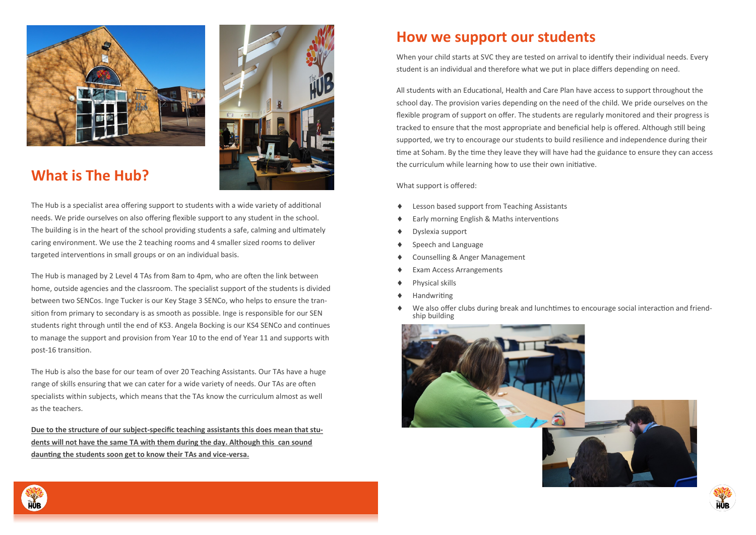## What is The Hub?

The Hub is a specialist area offering support to students with a wide variety of additional needs. We pride ourselves on also offering flexible support to any student in the school. The building is in the heart of the school providing students a safe, calming and ultimately caring environment. We use the 2 teaching rooms and 4 smaller sized rooms to deliver targeted interventions in small groups or on an individual basis.

The Hub is managed by 2 Level 4 TAs from 8am to 4pm, who are often the link between home, outside agencies and the classroom. The specialist support of the students is divided between two SENCos. Inge Tucker is our Key Stage 3 SENCo, who helps to ensure the transition from primary to secondary is as smooth as possible. Inge is responsible for our SEN students right through until the end of KS3. Angela Bocking is our KS4 SENCo and continues to manage the support and provision from Year 10 to the end of Year 11 and supports with post-16 transition.

The Hub is also the base for our team of over 20 Teaching Assistants. Our TAs have a huge range of skills ensuring that we can cater for a wide variety of needs. Our TAs are often specialists within subjects, which means that the TAs know the curriculum almost as well as the teachers.

**Due to the structure of our subject-specific teaching assistants this does mean that students will not have the same TA with them during the day. Although this can sound daunting the students soon get to know their TAs and vice-versa.**

## How we support our students

When your child starts at SVC they are tested on arrival to identify their individual needs. Every student is an individual and therefore what we put in place differs depending on need.

All students with an Educational, Health and Care Plan have access to support throughout the school day. The provision varies depending on the need of the child. We pride ourselves on the flexible program of support on offer. The students are regularly monitored and their progress is tracked to ensure that the most appropriate and beneficial help is offered. Although still being supported, we try to encourage our students to build resilience and independence during their time at Soham. By the time they leave they will have had the guidance to ensure they can access the curriculum while learning how to use their own initiative.

What support is offered:

- Lesson based support from Teaching Assistants
- Early morning English & Maths interventions
- Dyslexia support
- Speech and Language
- Counselling & Anger Management
- Exam Access Arrangements
- Physical skills
- Handwriting
- We also offer clubs during break and lunchtimes to encourage social interaction and friendship building